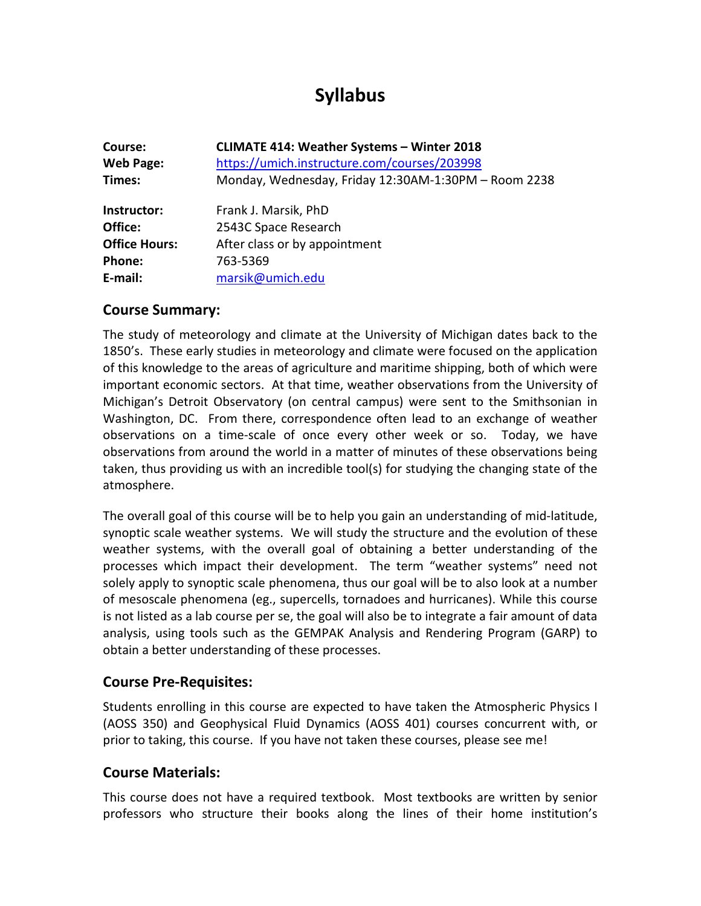# Syllabus

| | |
|---|---|
| **Course:** | **CLIMATE 414: Weather Systems – Winter 2018** |
| **Web Page:** | https://umich.instructure.com/courses/203998 |
| **Times:** | Monday, Wednesday, Friday 12:30AM-1:30PM – Room 2238 |
| **Instructor:** | Frank J. Marsik, PhD |
| **Office:** | 2543C Space Research |
| **Office Hours:** | After class or by appointment |
| **Phone:** | 763-5369 |
| **E-mail:** | marsik@umich.edu |

## Course Summary:

The study of meteorology and climate at the University of Michigan dates back to the 1850's. These early studies in meteorology and climate were focused on the application of this knowledge to the areas of agriculture and maritime shipping, both of which were important economic sectors. At that time, weather observations from the University of Michigan's Detroit Observatory (on central campus) were sent to the Smithsonian in Washington, DC. From there, correspondence often lead to an exchange of weather observations on a time-scale of once every other week or so. Today, we have observations from around the world in a matter of minutes of these observations being taken, thus providing us with an incredible tool(s) for studying the changing state of the atmosphere.

The overall goal of this course will be to help you gain an understanding of mid-latitude, synoptic scale weather systems. We will study the structure and the evolution of these weather systems, with the overall goal of obtaining a better understanding of the processes which impact their development. The term "weather systems" need not solely apply to synoptic scale phenomena, thus our goal will be to also look at a number of mesoscale phenomena (eg., supercells, tornadoes and hurricanes). While this course is not listed as a lab course per se, the goal will also be to integrate a fair amount of data analysis, using tools such as the GEMPAK Analysis and Rendering Program (GARP) to obtain a better understanding of these processes.

## Course Pre-Requisites:

Students enrolling in this course are expected to have taken the Atmospheric Physics I (AOSS 350) and Geophysical Fluid Dynamics (AOSS 401) courses concurrent with, or prior to taking, this course. If you have not taken these courses, please see me!

## Course Materials:

This course does not have a required textbook. Most textbooks are written by senior professors who structure their books along the lines of their home institution's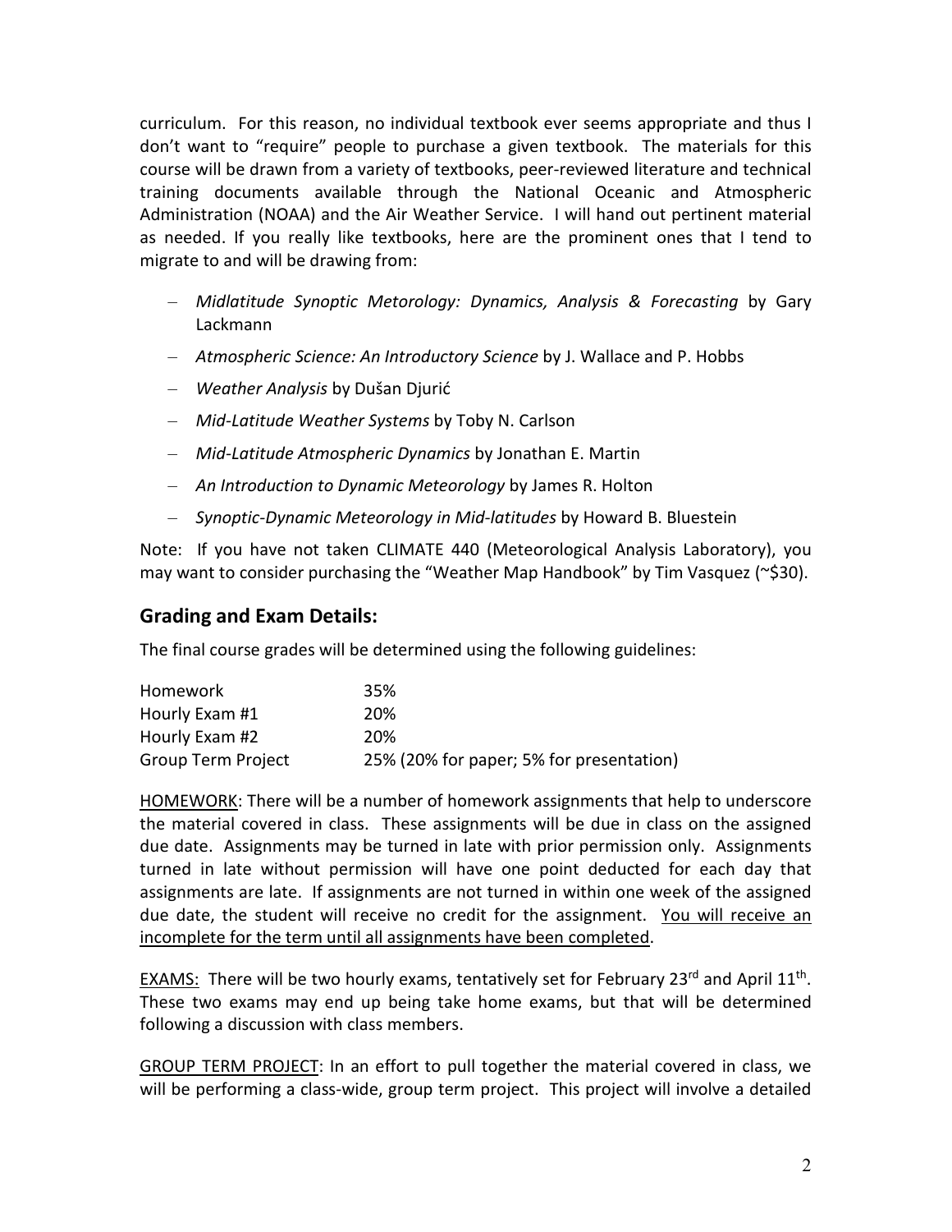curriculum. For this reason, no individual textbook ever seems appropriate and thus I don't want to "require" people to purchase a given textbook. The materials for this course will be drawn from a variety of textbooks, peer-reviewed literature and technical training documents available through the National Oceanic and Atmospheric Administration (NOAA) and the Air Weather Service. I will hand out pertinent material as needed. If you really like textbooks, here are the prominent ones that I tend to migrate to and will be drawing from:

- *Midlatitude Synoptic Metorology: Dynamics, Analysis & Forecasting* by Gary Lackmann
- *Atmospheric Science: An Introductory Science* by J. Wallace and P. Hobbs
- *Weather Analysis* by Dušan Djurić
- *Mid-Latitude Weather Systems* by Toby N. Carlson
- *Mid-Latitude Atmospheric Dynamics* by Jonathan E. Martin
- *An Introduction to Dynamic Meteorology* by James R. Holton
- *Synoptic-Dynamic Meteorology in Mid-latitudes* by Howard B. Bluestein

Note: If you have not taken CLIMATE 440 (Meteorological Analysis Laboratory), you may want to consider purchasing the "Weather Map Handbook" by Tim Vasquez (~$30).

## Grading and Exam Details:

The final course grades will be determined using the following guidelines:

| | |
|---|---|
| Homework | 35% |
| Hourly Exam #1 | 20% |
| Hourly Exam #2 | 20% |
| Group Term Project | 25% (20% for paper; 5% for presentation) |

<u>HOMEWORK</u>: There will be a number of homework assignments that help to underscore the material covered in class. These assignments will be due in class on the assigned due date. Assignments may be turned in late with prior permission only. Assignments turned in late without permission will have one point deducted for each day that assignments are late. If assignments are not turned in within one week of the assigned due date, the student will receive no credit for the assignment. <u>You will receive an incomplete for the term until all assignments have been completed</u>.

<u>EXAMS:</u> There will be two hourly exams, tentatively set for February 23rd and April 11th. These two exams may end up being take home exams, but that will be determined following a discussion with class members.

<u>GROUP TERM PROJECT</u>: In an effort to pull together the material covered in class, we will be performing a class-wide, group term project. This project will involve a detailed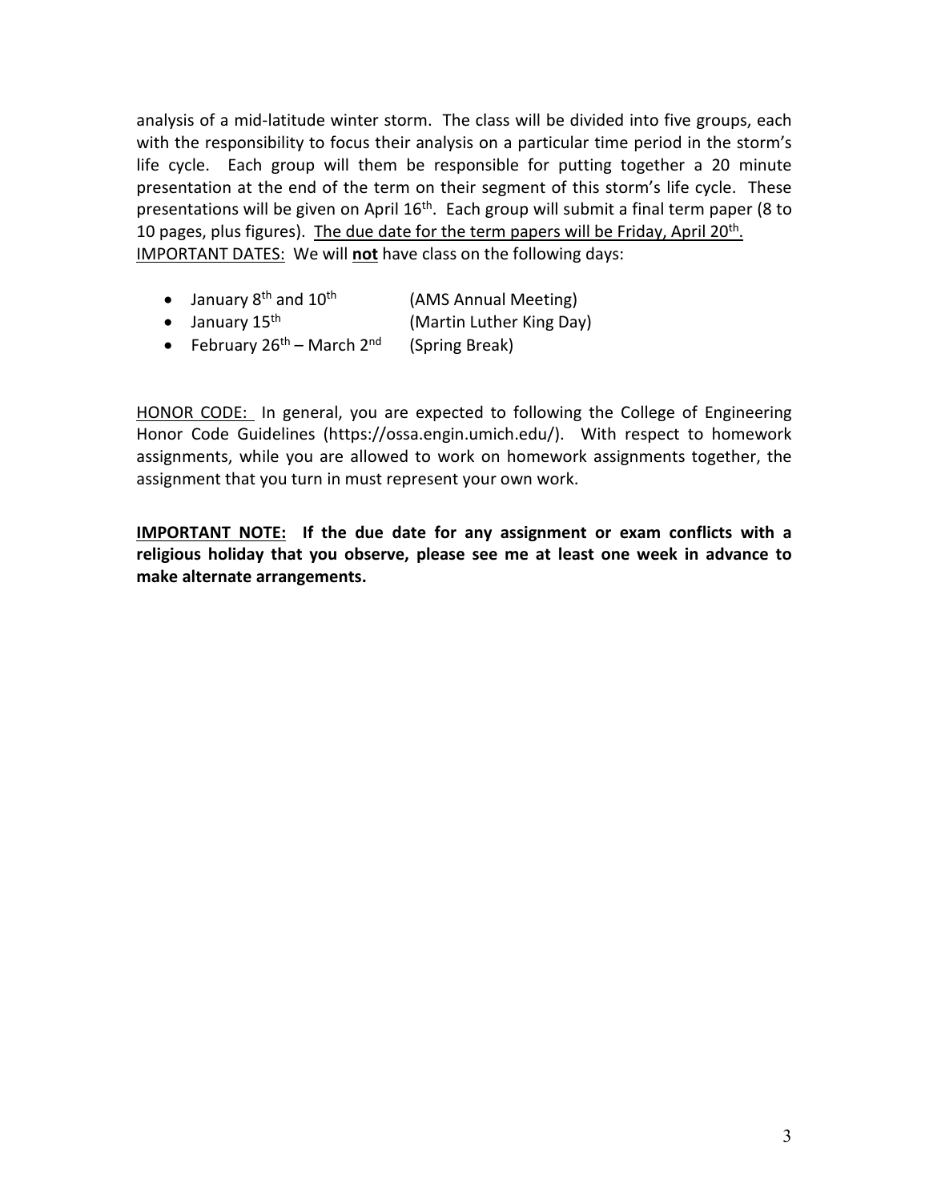analysis of a mid-latitude winter storm. The class will be divided into five groups, each with the responsibility to focus their analysis on a particular time period in the storm's life cycle. Each group will them be responsible for putting together a 20 minute presentation at the end of the term on their segment of this storm's life cycle. These presentations will be given on April 16th. Each group will submit a final term paper (8 to 10 pages, plus figures). <u>The due date for the term papers will be Friday, April 20th.</u>

<u>IMPORTANT DATES:</u> We will <u>**not**</u> have class on the following days:

- January 8th and 10th (AMS Annual Meeting)
- January 15th (Martin Luther King Day)
- February 26th – March 2nd (Spring Break)

<u>HONOR CODE:</u> In general, you are expected to following the College of Engineering Honor Code Guidelines (https://ossa.engin.umich.edu/). With respect to homework assignments, while you are allowed to work on homework assignments together, the assignment that you turn in must represent your own work.

**<u>IMPORTANT NOTE:</u> If the due date for any assignment or exam conflicts with a religious holiday that you observe, please see me at least one week in advance to make alternate arrangements.**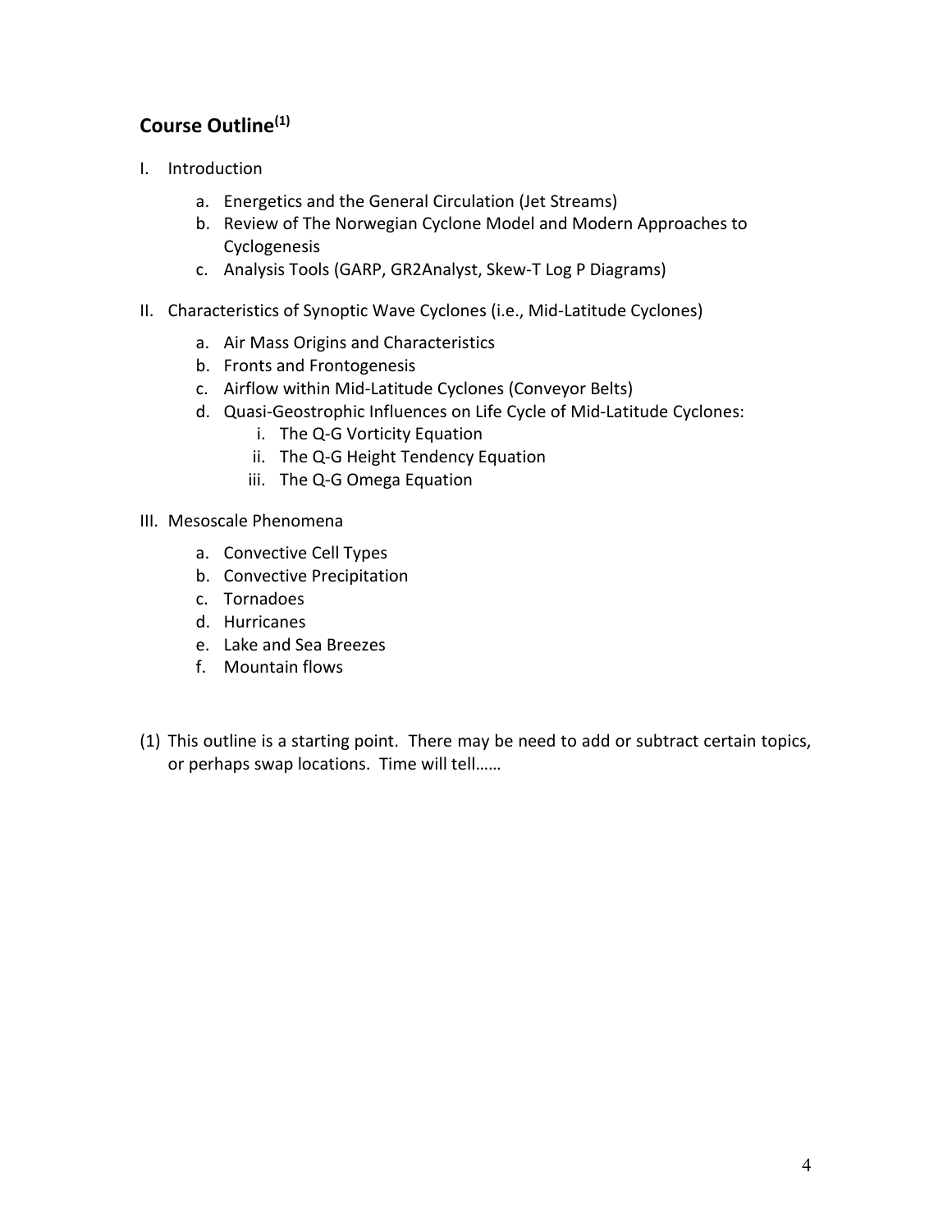## Course Outline[1]

I. Introduction

   a. Energetics and the General Circulation (Jet Streams)
   b. Review of The Norwegian Cyclone Model and Modern Approaches to Cyclogenesis
   c. Analysis Tools (GARP, GR2Analyst, Skew-T Log P Diagrams)

II. Characteristics of Synoptic Wave Cyclones (i.e., Mid-Latitude Cyclones)

   a. Air Mass Origins and Characteristics
   b. Fronts and Frontogenesis
   c. Airflow within Mid-Latitude Cyclones (Conveyor Belts)
   d. Quasi-Geostrophic Influences on Life Cycle of Mid-Latitude Cyclones:
      i. The Q-G Vorticity Equation
      ii. The Q-G Height Tendency Equation
      iii. The Q-G Omega Equation

III. Mesoscale Phenomena

   a. Convective Cell Types
   b. Convective Precipitation
   c. Tornadoes
   d. Hurricanes
   e. Lake and Sea Breezes
   f. Mountain flows

(1) This outline is a starting point. There may be need to add or subtract certain topics, or perhaps swap locations. Time will tell……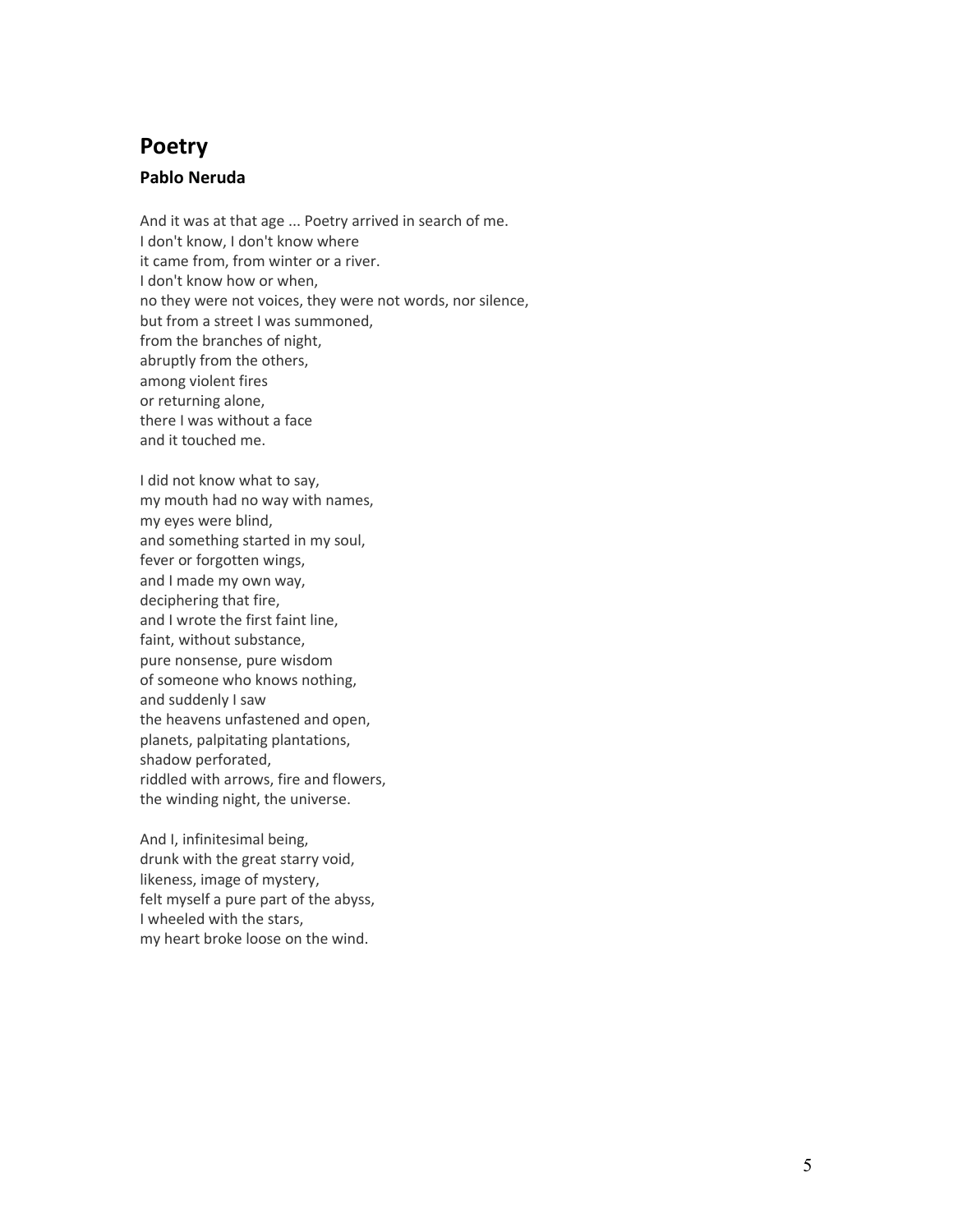## Poetry

### Pablo Neruda

And it was at that age ... Poetry arrived in search of me.
I don't know, I don't know where
it came from, from winter or a river.
I don't know how or when,
no they were not voices, they were not words, nor silence,
but from a street I was summoned,
from the branches of night,
abruptly from the others,
among violent fires
or returning alone,
there I was without a face
and it touched me.

I did not know what to say,
my mouth had no way with names,
my eyes were blind,
and something started in my soul,
fever or forgotten wings,
and I made my own way,
deciphering that fire,
and I wrote the first faint line,
faint, without substance,
pure nonsense, pure wisdom
of someone who knows nothing,
and suddenly I saw
the heavens unfastened and open,
planets, palpitating plantations,
shadow perforated,
riddled with arrows, fire and flowers,
the winding night, the universe.

And I, infinitesimal being,
drunk with the great starry void,
likeness, image of mystery,
felt myself a pure part of the abyss,
I wheeled with the stars,
my heart broke loose on the wind.